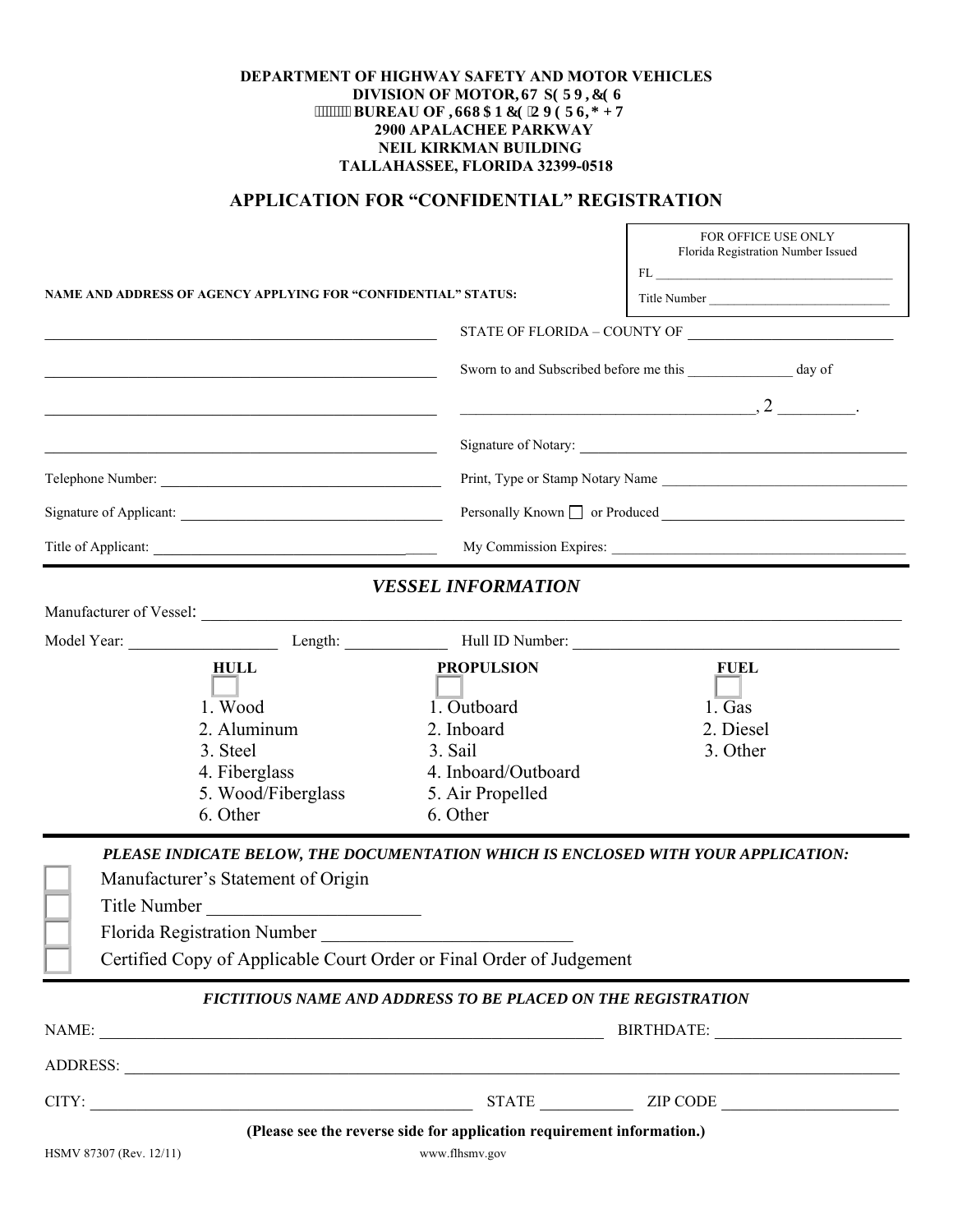**DEPARTMENT OF HIGHWAY SAFETY AND MOTOR VEHICLES**
**DIVISION OF MOTOR,67 S( 5 9 , &( 6**
**BUREAU OF ,668 $ 1 &( 2 9 ( 5 6, * + 7**
**2900 APALACHEE PARKWAY**
**NEIL KIRKMAN BUILDING**
**TALLAHASSEE, FLORIDA 32399-0518**

# APPLICATION FOR "CONFIDENTIAL" REGISTRATION

FOR OFFICE USE ONLY
Florida Registration Number Issued

FL ______________________________

Title Number ______________________________

**NAME AND ADDRESS OF AGENCY APPLYING FOR "CONFIDENTIAL" STATUS:**

______________________________

______________________________

______________________________

______________________________

Telephone Number: ______________________________

Signature of Applicant: ______________________________

Title of Applicant: ______________________________

STATE OF FLORIDA – COUNTY OF ______________________________

Sworn to and Subscribed before me this ____________ day of

______________________________, 2 _________.

Signature of Notary: ______________________________

Print, Type or Stamp Notary Name ______________________________

Personally Known ☐ or Produced ______________________________

My Commission Expires: ______________________________

## *VESSEL INFORMATION*

Manufacturer of Vessel: ______________________________

Model Year: ______________ Length: ______________ Hull ID Number: ______________________________

| HULL ☐ | PROPULSION ☐ | FUEL ☐ |
|---|---|---|
| 1. Wood | 1. Outboard | 1. Gas |
| 2. Aluminum | 2. Inboard | 2. Diesel |
| 3. Steel | 3. Sail | 3. Other |
| 4. Fiberglass | 4. Inboard/Outboard | |
| 5. Wood/Fiberglass | 5. Air Propelled | |
| 6. Other | 6. Other | |

***PLEASE INDICATE BELOW, THE DOCUMENTATION WHICH IS ENCLOSED WITH YOUR APPLICATION:***

- ☐ Manufacturer's Statement of Origin
- ☐ Title Number ______________________
- ☐ Florida Registration Number ______________________
- ☐ Certified Copy of Applicable Court Order or Final Order of Judgement

## *FICTITIOUS NAME AND ADDRESS TO BE PLACED ON THE REGISTRATION*

NAME: ______________________________ BIRTHDATE: ______________________

ADDRESS: ______________________________

CITY: ______________________________ STATE ___________ ZIP CODE ______________________

**(Please see the reverse side for application requirement information.)**

HSMV 87307 (Rev. 12/11)

www.flhsmv.gov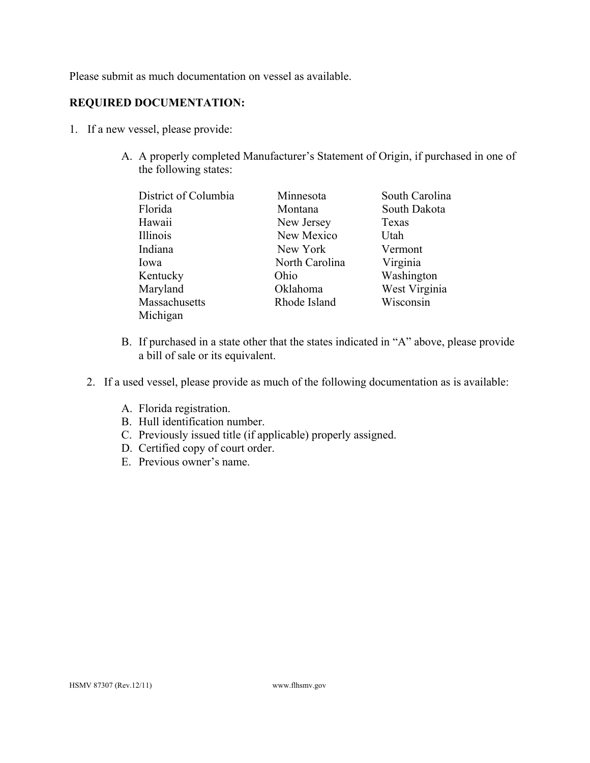Please submit as much documentation on vessel as available.

**REQUIRED DOCUMENTATION:**

1. If a new vessel, please provide:

   A. A properly completed Manufacturer's Statement of Origin, if purchased in one of the following states:

   | | | |
   |---|---|---|
   | District of Columbia | Minnesota | South Carolina |
   | Florida | Montana | South Dakota |
   | Hawaii | New Jersey | Texas |
   | Illinois | New Mexico | Utah |
   | Indiana | New York | Vermont |
   | Iowa | North Carolina | Virginia |
   | Kentucky | Ohio | Washington |
   | Maryland | Oklahoma | West Virginia |
   | Massachusetts | Rhode Island | Wisconsin |
   | Michigan | | |

   B. If purchased in a state other that the states indicated in "A" above, please provide a bill of sale or its equivalent.

2. If a used vessel, please provide as much of the following documentation as is available:

   A. Florida registration.
   B. Hull identification number.
   C. Previously issued title (if applicable) properly assigned.
   D. Certified copy of court order.
   E. Previous owner's name.

HSMV 87307 (Rev.12/11) www.flhsmv.gov